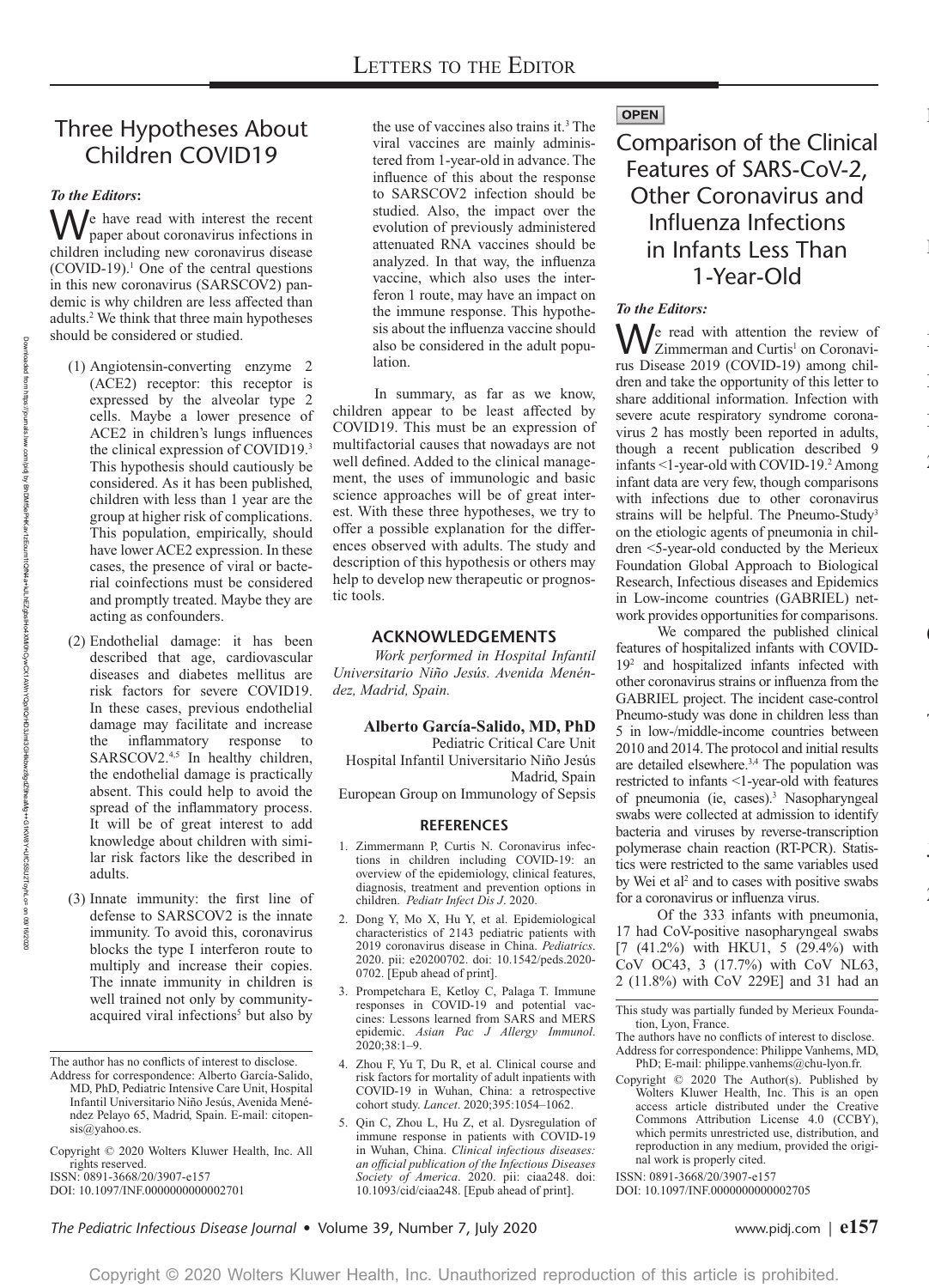# Three Hypotheses About Children COVID19

***To the Editors*:**

We have read with interest the recent paper about coronavirus infections in children including new coronavirus disease (COVID-19).[1] One of the central questions in this new coronavirus (SARSCOV2) pandemic is why children are less affected than adults.[2] We think that three main hypotheses should be considered or studied.

(1) Angiotensin-converting enzyme 2 (ACE2) receptor: this receptor is expressed by the alveolar type 2 cells. Maybe a lower presence of ACE2 in children's lungs influences the clinical expression of COVID19.[3] This hypothesis should cautiously be considered. As it has been published, children with less than 1 year are the group at higher risk of complications. This population, empirically, should have lower ACE2 expression. In these cases, the presence of viral or bacterial coinfections must be considered and promptly treated. Maybe they are acting as confounders.

(2) Endothelial damage: it has been described that age, cardiovascular diseases and diabetes mellitus are risk factors for severe COVID19. In these cases, previous endothelial damage may facilitate and increase the inflammatory response to SARSCOV2.[4,5] In healthy children, the endothelial damage is practically absent. This could help to avoid the spread of the inflammatory process. It will be of great interest to add knowledge about children with similar risk factors like the described in adults.

(3) Innate immunity: the first line of defense to SARSCOV2 is the innate immunity. To avoid this, coronavirus blocks the type I interferon route to multiply and increase their copies. The innate immunity in children is well trained not only by community-acquired viral infections[5] but also by the use of vaccines also trains it.[3] The viral vaccines are mainly administered from 1-year-old in advance. The influence of this about the response to SARSCOV2 infection should be studied. Also, the impact over the evolution of previously administered attenuated RNA vaccines should be analyzed. In that way, the influenza vaccine, which also uses the interferon 1 route, may have an impact on the immune response. This hypothesis about the influenza vaccine should also be considered in the adult population.

In summary, as far as we know, children appear to be least affected by COVID19. This must be an expression of multifactorial causes that nowadays are not well defined. Added to the clinical management, the uses of immunologic and basic science approaches will be of great interest. With these three hypotheses, we try to offer a possible explanation for the differences observed with adults. The study and description of this hypothesis or others may help to develop new therapeutic or prognostic tools.

## ACKNOWLEDGEMENTS

*Work performed in Hospital Infantil Universitario Niño Jesús. Avenida Menéndez, Madrid, Spain.*

**Alberto García-Salido, MD, PhD**
Pediatric Critical Care Unit
Hospital Infantil Universitario Niño Jesús
Madrid, Spain
European Group on Immunology of Sepsis

## REFERENCES

1. Zimmermann P, Curtis N. Coronavirus infections in children including COVID-19: an overview of the epidemiology, clinical features, diagnosis, treatment and prevention options in children. *Pediatr Infect Dis J*. 2020.
2. Dong Y, Mo X, Hu Y, et al. Epidemiological characteristics of 2143 pediatric patients with 2019 coronavirus disease in China. *Pediatrics*. 2020. pii: e20200702. doi: 10.1542/peds.2020-0702. [Epub ahead of print].
3. Prompetchara E, Ketloy C, Palaga T. Immune responses in COVID-19 and potential vaccines: Lessons learned from SARS and MERS epidemic. *Asian Pac J Allergy Immunol*. 2020;38:1–9.
4. Zhou F, Yu T, Du R, et al. Clinical course and risk factors for mortality of adult inpatients with COVID-19 in Wuhan, China: a retrospective cohort study. *Lancet*. 2020;395:1054–1062.
5. Qin C, Zhou L, Hu Z, et al. Dysregulation of immune response in patients with COVID-19 in Wuhan, China. *Clinical infectious diseases: an official publication of the Infectious Diseases Society of America*. 2020. pii: ciaa248. doi: 10.1093/cid/ciaa248. [Epub ahead of print].

The author has no conflicts of interest to disclose.
Address for correspondence: Alberto García-Salido, MD, PhD, Pediatric Intensive Care Unit, Hospital Infantil Universitario Niño Jesús, Avenida Menéndez Pelayo 65, Madrid, Spain. E-mail: citopensis@yahoo.es.

Copyright © 2020 Wolters Kluwer Health, Inc. All rights reserved.
ISSN: 0891-3668/20/3907-e157
DOI: 10.1097/INF.0000000000002701

**OPEN**

# Comparison of the Clinical Features of SARS-CoV-2, Other Coronavirus and Influenza Infections in Infants Less Than 1-Year-Old

***To the Editors:***

We read with attention the review of Zimmerman and Curtis[1] on Coronavirus Disease 2019 (COVID-19) among children and take the opportunity of this letter to share additional information. Infection with severe acute respiratory syndrome coronavirus 2 has mostly been reported in adults, though a recent publication described 9 infants <1-year-old with COVID-19.[2] Among infant data are very few, though comparisons with infections due to other coronavirus strains will be helpful. The Pneumo-Study[3] on the etiologic agents of pneumonia in children <5-year-old conducted by the Merieux Foundation Global Approach to Biological Research, Infectious diseases and Epidemics in Low-income countries (GABRIEL) network provides opportunities for comparisons.

We compared the published clinical features of hospitalized infants with COVID-19[2] and hospitalized infants infected with other coronavirus strains or influenza from the GABRIEL project. The incident case-control Pneumo-study was done in children less than 5 in low-/middle-income countries between 2010 and 2014. The protocol and initial results are detailed elsewhere.[3,4] The population was restricted to infants <1-year-old with features of pneumonia (ie, cases).[3] Nasopharyngeal swabs were collected at admission to identify bacteria and viruses by reverse-transcription polymerase chain reaction (RT-PCR). Statistics were restricted to the same variables used by Wei et al[2] and to cases with positive swabs for a coronavirus or influenza virus.

Of the 333 infants with pneumonia, 17 had CoV-positive nasopharyngeal swabs [7 (41.2%) with HKU1, 5 (29.4%) with CoV OC43, 3 (17.7%) with CoV NL63, 2 (11.8%) with CoV 229E] and 31 had an

This study was partially funded by Merieux Foundation, Lyon, France.
The authors have no conflicts of interest to disclose.
Address for correspondence: Philippe Vanhems, MD, PhD; E-mail: philippe.vanhems@chu-lyon.fr.
Copyright © 2020 The Author(s). Published by Wolters Kluwer Health, Inc. This is an open access article distributed under the Creative Commons Attribution License 4.0 (CCBY), which permits unrestricted use, distribution, and reproduction in any medium, provided the original work is properly cited.
ISSN: 0891-3668/20/3907-e157
DOI: 10.1097/INF.0000000000002705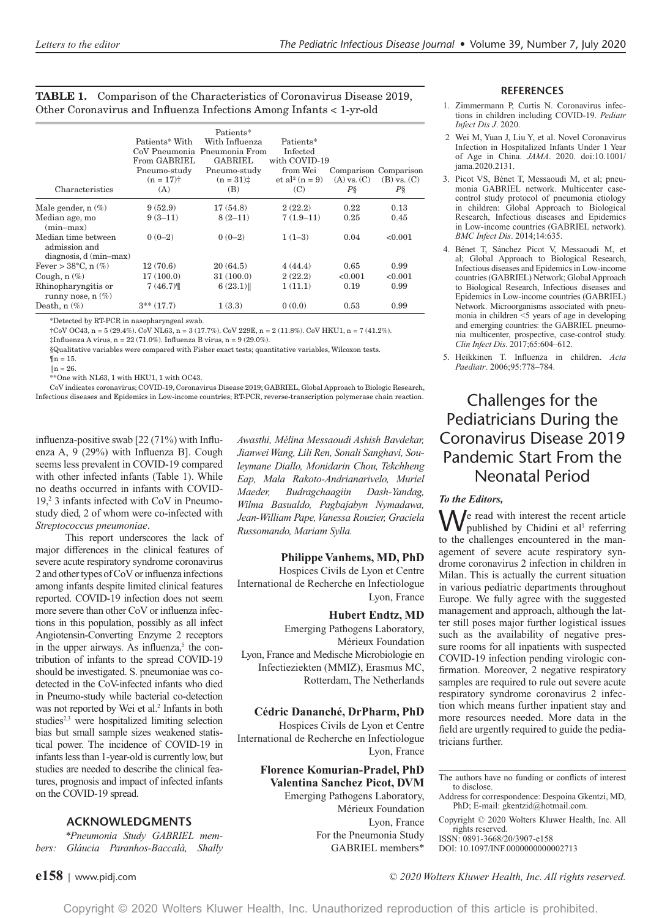**TABLE 1.** Comparison of the Characteristics of Coronavirus Disease 2019, Other Coronavirus and Influenza Infections Among Infants < 1-yr-old

| Characteristics | Patients* With CoV Pneumonia From GABRIEL Pneumo-study (n = 17)† (A) | Patients* With Influenza Pneumonia From GABRIEL Pneumo-study (n = 31)‡ (B) | Patients* Infected with COVID-19 from Wei et al[2] (n = 9) (C) | Comparison (A) vs. (C) P§ | Comparison (B) vs. (C) P§ |
|---|---|---|---|---|---|
| Male gender, n (%) | 9 (52.9) | 17 (54.8) | 2 (22.2) | 0.22 | 0.13 |
| Median age, mo (min–max) | 9 (3–11) | 8 (2–11) | 7 (1.9–11) | 0.25 | 0.45 |
| Median time between admission and diagnosis, d (min–max) | 0 (0–2) | 0 (0–2) | 1 (1–3) | 0.04 | <0.001 |
| Fever > 38°C, n (%) | 12 (70.6) | 20 (64.5) | 4 (44.4) | 0.65 | 0.99 |
| Cough, n (%) | 17 (100.0) | 31 (100.0) | 2 (22.2) | <0.001 | <0.001 |
| Rhinopharyngitis or runny nose, n (%) | 7 (46.7)¶ | 6 (23.1)‖ | 1 (11.1) | 0.19 | 0.99 |
| Death, n (%) | 3** (17.7) | 1 (3.3) | 0 (0.0) | 0.53 | 0.99 |

*Detected by RT-PCR in nasopharyngeal swab.

†CoV OC43, n = 5 (29.4%). CoV NL63, n = 3 (17.7%). CoV 229E, n = 2 (11.8%). CoV HKU1, n = 7 (41.2%).

‡Influenza A virus, n = 22 (71.0%). Influenza B virus, n = 9 (29.0%).

§Qualitative variables were compared with Fisher exact tests; quantitative variables, Wilcoxon tests.

¶n = 15.

‖n = 26.

**One with NL63, 1 with HKU1, 1 with OC43.

CoV indicates coronavirus; COVID-19, Coronavirus Disease 2019; GABRIEL, Global Approach to Biologic Research, Infectious diseases and Epidemics in Low-income countries; RT-PCR, reverse-transcription polymerase chain reaction.

influenza-positive swab [22 (71%) with Influenza A, 9 (29%) with Influenza B]. Cough seems less prevalent in COVID-19 compared with other infected infants (Table 1). While no deaths occurred in infants with COVID-19,[2] 3 infants infected with CoV in Pneumo-study died, 2 of whom were co-infected with *Streptococcus pneumoniae*.

This report underscores the lack of major differences in the clinical features of severe acute respiratory syndrome coronavirus 2 and other types of CoV or influenza infections among infants despite limited clinical features reported. COVID-19 infection does not seem more severe than other CoV or influenza infections in this population, possibly as all infect Angiotensin-Converting Enzyme 2 receptors in the upper airways. As influenza,[5] the contribution of infants to the spread COVID-19 should be investigated. S. pneumoniae was co-detected in the CoV-infected infants who died in Pneumo-study while bacterial co-detection was not reported by Wei et al.[2] Infants in both studies[2,3] were hospitalized limiting selection bias but small sample sizes weakened statistical power. The incidence of COVID-19 in infants less than 1-year-old is currently low, but studies are needed to describe the clinical features, prognosis and impact of infected infants on the COVID-19 spread.

## ACKNOWLEDGMENTS

*\*Pneumonia Study GABRIEL members: Gláucia Paranhos-Baccalà, Shally Awasthi, Mélina Messaoudi Ashish Bavdekar, Jianwei Wang, Lili Ren, Sonali Sanghavi, Souleymane Diallo, Monidarin Chou, Tekchheng Eap, Mala Rakoto-Andrianarivelo, Muriel Maeder, Budragchaagiin Dash-Yandag, Wilma Basualdo, Pagbajabyn Nymadawa, Jean-William Pape, Vanessa Rouzier, Graciela Russomando, Mariam Sylla.*

**Philippe Vanhems, MD, PhD**
Hospices Civils de Lyon et Centre International de Recherche en Infectiologue
Lyon, France

**Hubert Endtz, MD**
Emerging Pathogens Laboratory, Mérieux Foundation
Lyon, France and Medische Microbiologie en Infectieziekten (MMIZ), Erasmus MC, Rotterdam, The Netherlands

**Cédric Dananché, DrPharm, PhD**
Hospices Civils de Lyon et Centre International de Recherche en Infectiologue
Lyon, France

**Florence Komurian-Pradel, PhD**
**Valentina Sanchez Picot, DVM**
Emerging Pathogens Laboratory, Mérieux Foundation
Lyon, France
For the Pneumonia Study GABRIEL members*

## REFERENCES

1. Zimmermann P, Curtis N. Coronavirus infections in children including COVID-19. *Pediatr Infect Dis J*. 2020.
2. Wei M, Yuan J, Liu Y, et al. Novel Coronavirus Infection in Hospitalized Infants Under 1 Year of Age in China. *JAMA*. 2020. doi:10.1001/jama.2020.2131.
3. Picot VS, Bénet T, Messaoudi M, et al; pneumonia GABRIEL network. Multicenter case-control study protocol of pneumonia etiology in children: Global Approach to Biological Research, Infectious diseases and Epidemics in Low-income countries (GABRIEL network). *BMC Infect Dis*. 2014;14:635.
4. Bénet T, Sánchez Picot V, Messaoudi M, et al; Global Approach to Biological Research, Infectious diseases and Epidemics in Low-income countries (GABRIEL) Network; Global Approach to Biological Research, Infectious diseases and Epidemics in Low-income countries (GABRIEL) Network. Microorganisms associated with pneumonia in children <5 years of age in developing and emerging countries: the GABRIEL pneumonia multicenter, prospective, case-control study. *Clin Infect Dis*. 2017;65:604–612.
5. Heikkinen T. Influenza in children. *Acta Paediatr*. 2006;95:778–784.

# Challenges for the Pediatricians During the Coronavirus Disease 2019 Pandemic Start From the Neonatal Period

*To the Editors,*

We read with interest the recent article published by Chidini et al[1] referring to the challenges encountered in the management of severe acute respiratory syndrome coronavirus 2 infection in children in Milan. This is actually the current situation in various pediatric departments throughout Europe. We fully agree with the suggested management and approach, although the latter still poses major further logistical issues such as the availability of negative pressure rooms for all inpatients with suspected COVID-19 infection pending virologic confirmation. Moreover, 2 negative respiratory samples are required to rule out severe acute respiratory syndrome coronavirus 2 infection which means further inpatient stay and more resources needed. More data in the field are urgently required to guide the pediatricians further.

The authors have no funding or conflicts of interest to disclose.

Address for correspondence: Despoina Gkentzi, MD, PhD; E-mail: gkentzid@hotmail.com.

Copyright © 2020 Wolters Kluwer Health, Inc. All rights reserved.

ISSN: 0891-3668/20/3907-e158

DOI: 10.1097/INF.0000000000002713